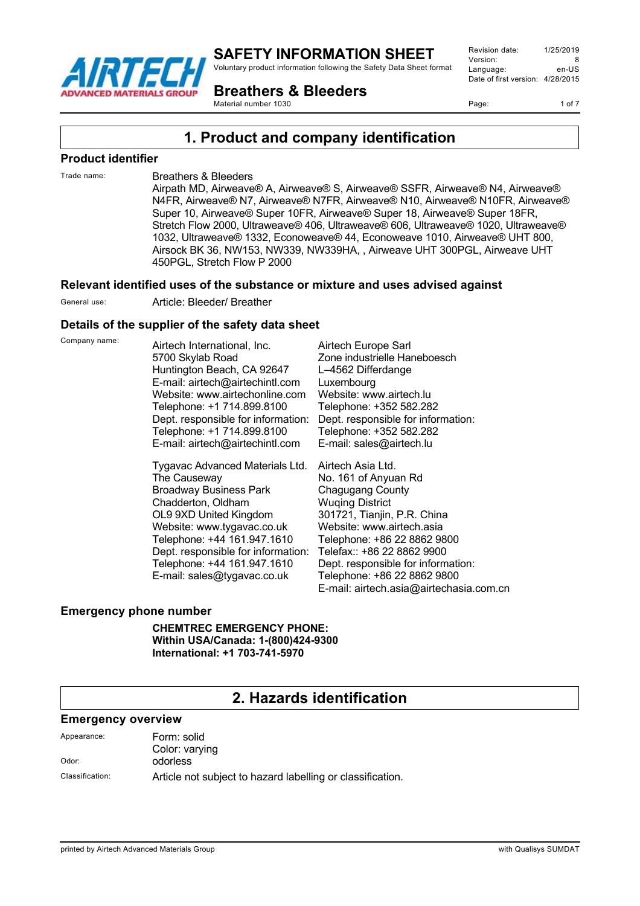# SAFETY INFORMATION SHEET

Voluntary product information following the Safety Data Sheet format

**Breathers & Bleeders**

Material number 1030

Revision date: 1/25/2019
Version: 8
Language: en-US
Date of first version: 4/28/2015

## 1. Product and company identification

### Product identifier

Trade name: Breathers & Bleeders
Airpath MD, Airweave® A, Airweave® S, Airweave® SSFR, Airweave® N4, Airweave® N4FR, Airweave® N7, Airweave® N7FR, Airweave® N10, Airweave® N10FR, Airweave® Super 10, Airweave® Super 10FR, Airweave® Super 18, Airweave® Super 18FR, Stretch Flow 2000, Ultraweave® 406, Ultraweave® 606, Ultraweave® 1020, Ultraweave® 1032, Ultraweave® 1332, Econoweave® 44, Econoweave 1010, Airweave® UHT 800, Airsock BK 36, NW153, NW339, NW339HA, , Airweave UHT 300PGL, Airweave UHT 450PGL, Stretch Flow P 2000

### Relevant identified uses of the substance or mixture and uses advised against

General use: Article: Bleeder/ Breather

### Details of the supplier of the safety data sheet

Company name:

Airtech International, Inc.
5700 Skylab Road
Huntington Beach, CA 92647
E-mail: airtech@airtechintl.com
Website: www.airtechonline.com
Telephone: +1 714.899.8100
Dept. responsible for information:
Telephone: +1 714.899.8100
E-mail: airtech@airtechintl.com

Airtech Europe Sarl
Zone industrielle Haneboesch
L–4562 Differdange
Luxembourg
Website: www.airtech.lu
Telephone: +352 582.282
Dept. responsible for information:
Telephone: +352 582.282
E-mail: sales@airtech.lu

Tygavac Advanced Materials Ltd.
The Causeway
Broadway Business Park
Chadderton, Oldham
OL9 9XD United Kingdom
Website: www.tygavac.co.uk
Telephone: +44 161.947.1610
Dept. responsible for information:
Telephone: +44 161.947.1610
E-mail: sales@tygavac.co.uk

Airtech Asia Ltd.
No. 161 of Anyuan Rd
Chagugang County
Wuqing District
301721, Tianjin, P.R. China
Website: www.airtech.asia
Telephone: +86 22 8862 9800
Telefax:: +86 22 8862 9900
Dept. responsible for information:
Telephone: +86 22 8862 9800
E-mail: airtech.asia@airtechasia.com.cn

### Emergency phone number

**CHEMTREC EMERGENCY PHONE:**
**Within USA/Canada: 1-(800)424-9300**
**International: +1 703-741-5970**

## 2. Hazards identification

### Emergency overview

Appearance: Form: solid
Color: varying

Odor: odorless

Classification: Article not subject to hazard labelling or classification.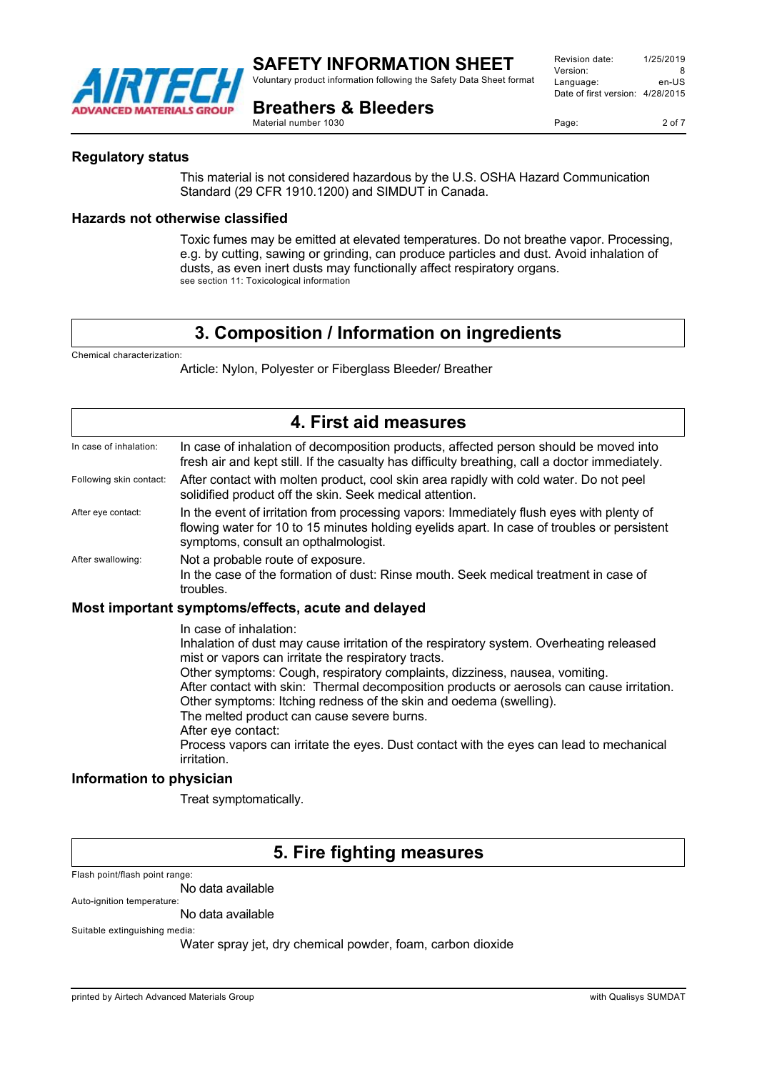### Regulatory status

This material is not considered hazardous by the U.S. OSHA Hazard Communication Standard (29 CFR 1910.1200) and SIMDUT in Canada.

### Hazards not otherwise classified

Toxic fumes may be emitted at elevated temperatures. Do not breathe vapor. Processing, e.g. by cutting, sawing or grinding, can produce particles and dust. Avoid inhalation of dusts, as even inert dusts may functionally affect respiratory organs.
see section 11: Toxicological information

## 3. Composition / Information on ingredients

Chemical characterization:

Article: Nylon, Polyester or Fiberglass Bleeder/ Breather

## 4. First aid measures

In case of inhalation: In case of inhalation of decomposition products, affected person should be moved into fresh air and kept still. If the casualty has difficulty breathing, call a doctor immediately.

Following skin contact: After contact with molten product, cool skin area rapidly with cold water. Do not peel solidified product off the skin. Seek medical attention.

After eye contact: In the event of irritation from processing vapors: Immediately flush eyes with plenty of flowing water for 10 to 15 minutes holding eyelids apart. In case of troubles or persistent symptoms, consult an opthalmologist.

After swallowing: Not a probable route of exposure.
In the case of the formation of dust: Rinse mouth. Seek medical treatment in case of troubles.

### Most important symptoms/effects, acute and delayed

In case of inhalation:
Inhalation of dust may cause irritation of the respiratory system. Overheating released mist or vapors can irritate the respiratory tracts.
Other symptoms: Cough, respiratory complaints, dizziness, nausea, vomiting.
After contact with skin: Thermal decomposition products or aerosols can cause irritation.
Other symptoms: Itching redness of the skin and oedema (swelling).
The melted product can cause severe burns.
After eye contact:
Process vapors can irritate the eyes. Dust contact with the eyes can lead to mechanical irritation.

### Information to physician

Treat symptomatically.

## 5. Fire fighting measures

Flash point/flash point range:

No data available

Auto-ignition temperature:

No data available

Suitable extinguishing media:

Water spray jet, dry chemical powder, foam, carbon dioxide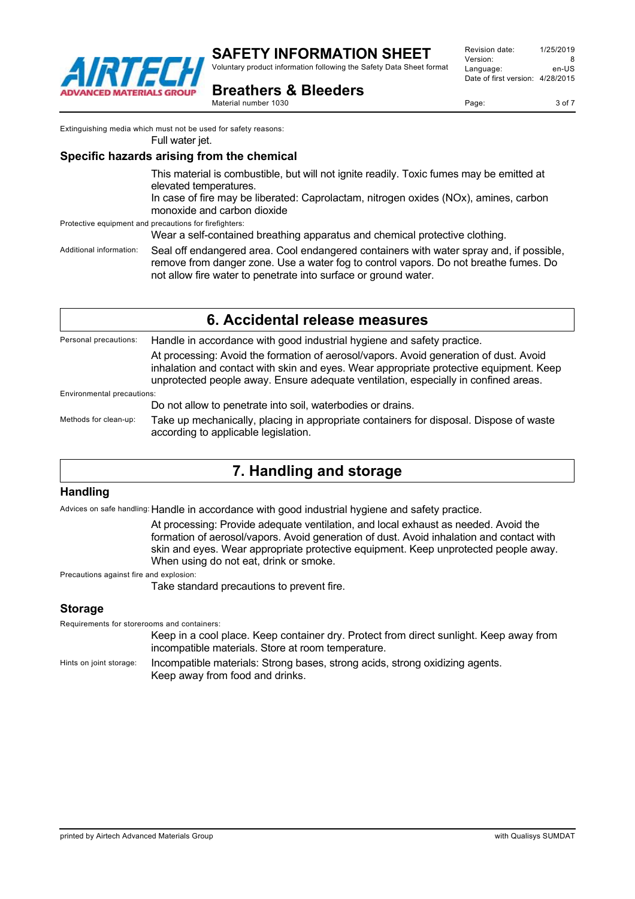Extinguishing media which must not be used for safety reasons:

Full water jet.

### Specific hazards arising from the chemical

This material is combustible, but will not ignite readily. Toxic fumes may be emitted at elevated temperatures.
In case of fire may be liberated: Caprolactam, nitrogen oxides (NOx), amines, carbon monoxide and carbon dioxide

Protective equipment and precautions for firefighters:

Wear a self-contained breathing apparatus and chemical protective clothing.

Additional information: Seal off endangered area. Cool endangered containers with water spray and, if possible, remove from danger zone. Use a water fog to control vapors. Do not breathe fumes. Do not allow fire water to penetrate into surface or ground water.

## 6. Accidental release measures

Personal precautions: Handle in accordance with good industrial hygiene and safety practice.

At processing: Avoid the formation of aerosol/vapors. Avoid generation of dust. Avoid inhalation and contact with skin and eyes. Wear appropriate protective equipment. Keep unprotected people away. Ensure adequate ventilation, especially in confined areas.

Environmental precautions:

Do not allow to penetrate into soil, waterbodies or drains.

Methods for clean-up: Take up mechanically, placing in appropriate containers for disposal. Dispose of waste according to applicable legislation.

## 7. Handling and storage

### Handling

Advices on safe handling: Handle in accordance with good industrial hygiene and safety practice.

At processing: Provide adequate ventilation, and local exhaust as needed. Avoid the formation of aerosol/vapors. Avoid generation of dust. Avoid inhalation and contact with skin and eyes. Wear appropriate protective equipment. Keep unprotected people away. When using do not eat, drink or smoke.

Precautions against fire and explosion:

Take standard precautions to prevent fire.

### Storage

Requirements for storerooms and containers:

Keep in a cool place. Keep container dry. Protect from direct sunlight. Keep away from incompatible materials. Store at room temperature.

Hints on joint storage: Incompatible materials: Strong bases, strong acids, strong oxidizing agents.
Keep away from food and drinks.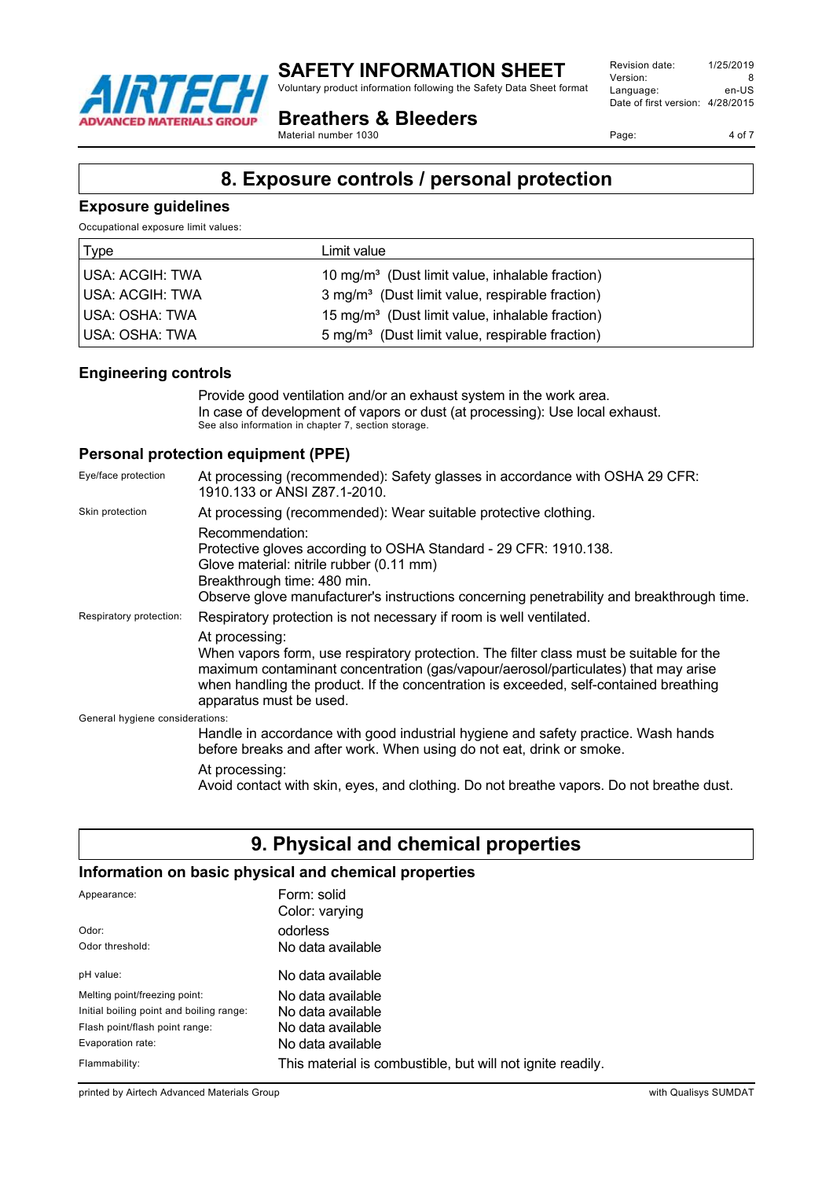## 8. Exposure controls / personal protection

### Exposure guidelines

Occupational exposure limit values:

| Type | Limit value |
|---|---|
| USA: ACGIH: TWA | 10 mg/m³ (Dust limit value, inhalable fraction) |
| USA: ACGIH: TWA | 3 mg/m³ (Dust limit value, respirable fraction) |
| USA: OSHA: TWA | 15 mg/m³ (Dust limit value, inhalable fraction) |
| USA: OSHA: TWA | 5 mg/m³ (Dust limit value, respirable fraction) |

### Engineering controls

Provide good ventilation and/or an exhaust system in the work area.
In case of development of vapors or dust (at processing): Use local exhaust.
See also information in chapter 7, section storage.

### Personal protection equipment (PPE)

Eye/face protection
: At processing (recommended): Safety glasses in accordance with OSHA 29 CFR: 1910.133 or ANSI Z87.1-2010.

Skin protection
: At processing (recommended): Wear suitable protective clothing.

Recommendation:
Protective gloves according to OSHA Standard - 29 CFR: 1910.138.
Glove material: nitrile rubber (0.11 mm)
Breakthrough time: 480 min.
Observe glove manufacturer's instructions concerning penetrability and breakthrough time.

Respiratory protection:
: Respiratory protection is not necessary if room is well ventilated.

At processing:
When vapors form, use respiratory protection. The filter class must be suitable for the maximum contaminant concentration (gas/vapour/aerosol/particulates) that may arise when handling the product. If the concentration is exceeded, self-contained breathing apparatus must be used.

General hygiene considerations:
: Handle in accordance with good industrial hygiene and safety practice. Wash hands before breaks and after work. When using do not eat, drink or smoke.

At processing:
Avoid contact with skin, eyes, and clothing. Do not breathe vapors. Do not breathe dust.

## 9. Physical and chemical properties

### Information on basic physical and chemical properties

| | |
|---|---|
| Appearance: | Form: solid<br>Color: varying |
| Odor: | odorless |
| Odor threshold: | No data available |
| pH value: | No data available |
| Melting point/freezing point: | No data available |
| Initial boiling point and boiling range: | No data available |
| Flash point/flash point range: | No data available |
| Evaporation rate: | No data available |
| Flammability: | This material is combustible, but will not ignite readily. |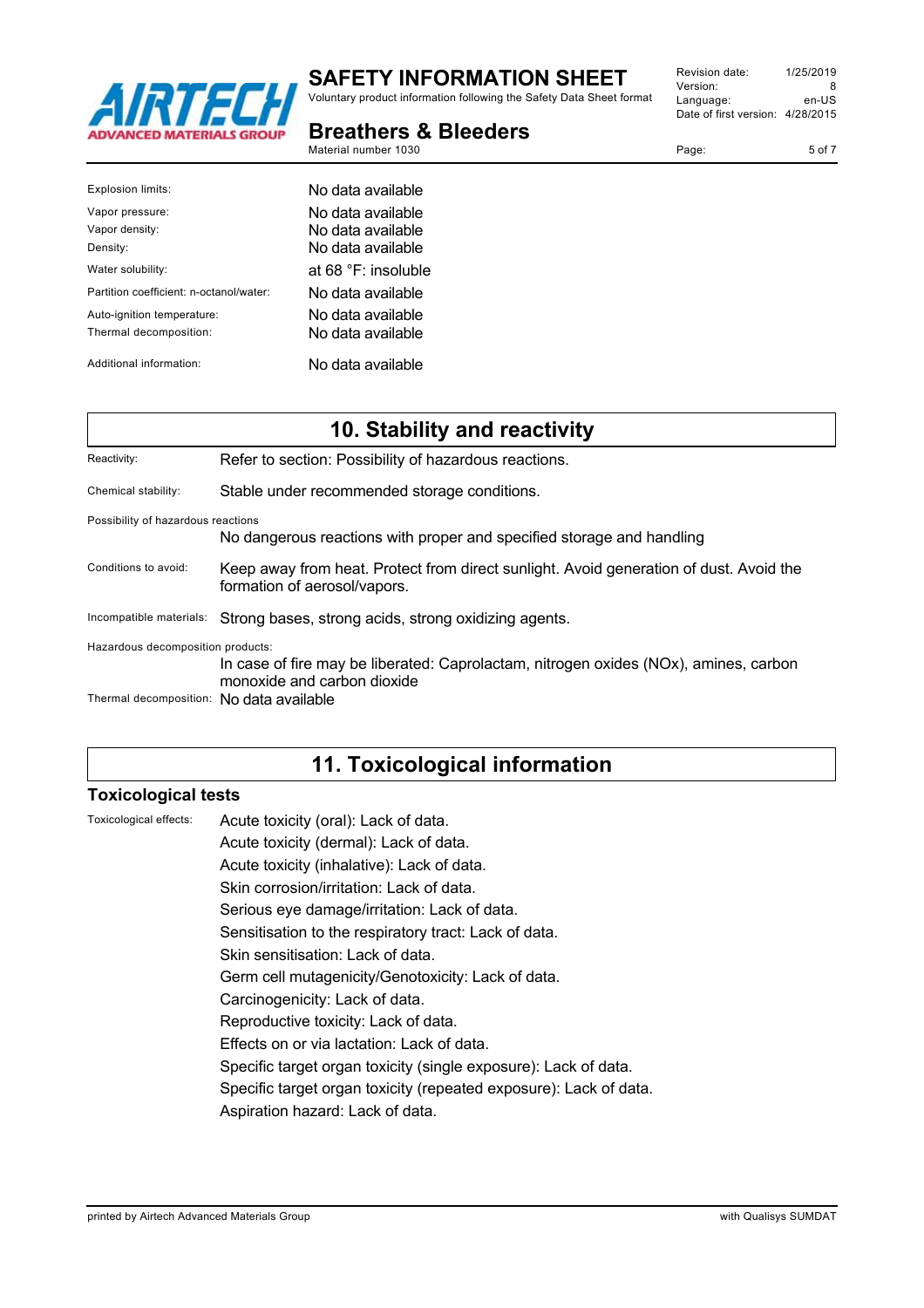| | |
|---|---|
| Explosion limits: | No data available |
| Vapor pressure: | No data available |
| Vapor density: | No data available |
| Density: | No data available |
| Water solubility: | at 68 °F: insoluble |
| Partition coefficient: n-octanol/water: | No data available |
| Auto-ignition temperature: | No data available |
| Thermal decomposition: | No data available |
| Additional information: | No data available |

## 10. Stability and reactivity

| | |
|---|---|
| Reactivity: | Refer to section: Possibility of hazardous reactions. |
| Chemical stability: | Stable under recommended storage conditions. |
| Possibility of hazardous reactions | No dangerous reactions with proper and specified storage and handling |
| Conditions to avoid: | Keep away from heat. Protect from direct sunlight. Avoid generation of dust. Avoid the formation of aerosol/vapors. |
| Incompatible materials: | Strong bases, strong acids, strong oxidizing agents. |
| Hazardous decomposition products: | In case of fire may be liberated: Caprolactam, nitrogen oxides (NOx), amines, carbon monoxide and carbon dioxide |
| Thermal decomposition: | No data available |

## 11. Toxicological information

### Toxicological tests

Toxicological effects:

Acute toxicity (oral): Lack of data.
Acute toxicity (dermal): Lack of data.
Acute toxicity (inhalative): Lack of data.
Skin corrosion/irritation: Lack of data.
Serious eye damage/irritation: Lack of data.
Sensitisation to the respiratory tract: Lack of data.
Skin sensitisation: Lack of data.
Germ cell mutagenicity/Genotoxicity: Lack of data.
Carcinogenicity: Lack of data.
Reproductive toxicity: Lack of data.
Effects on or via lactation: Lack of data.
Specific target organ toxicity (single exposure): Lack of data.
Specific target organ toxicity (repeated exposure): Lack of data.
Aspiration hazard: Lack of data.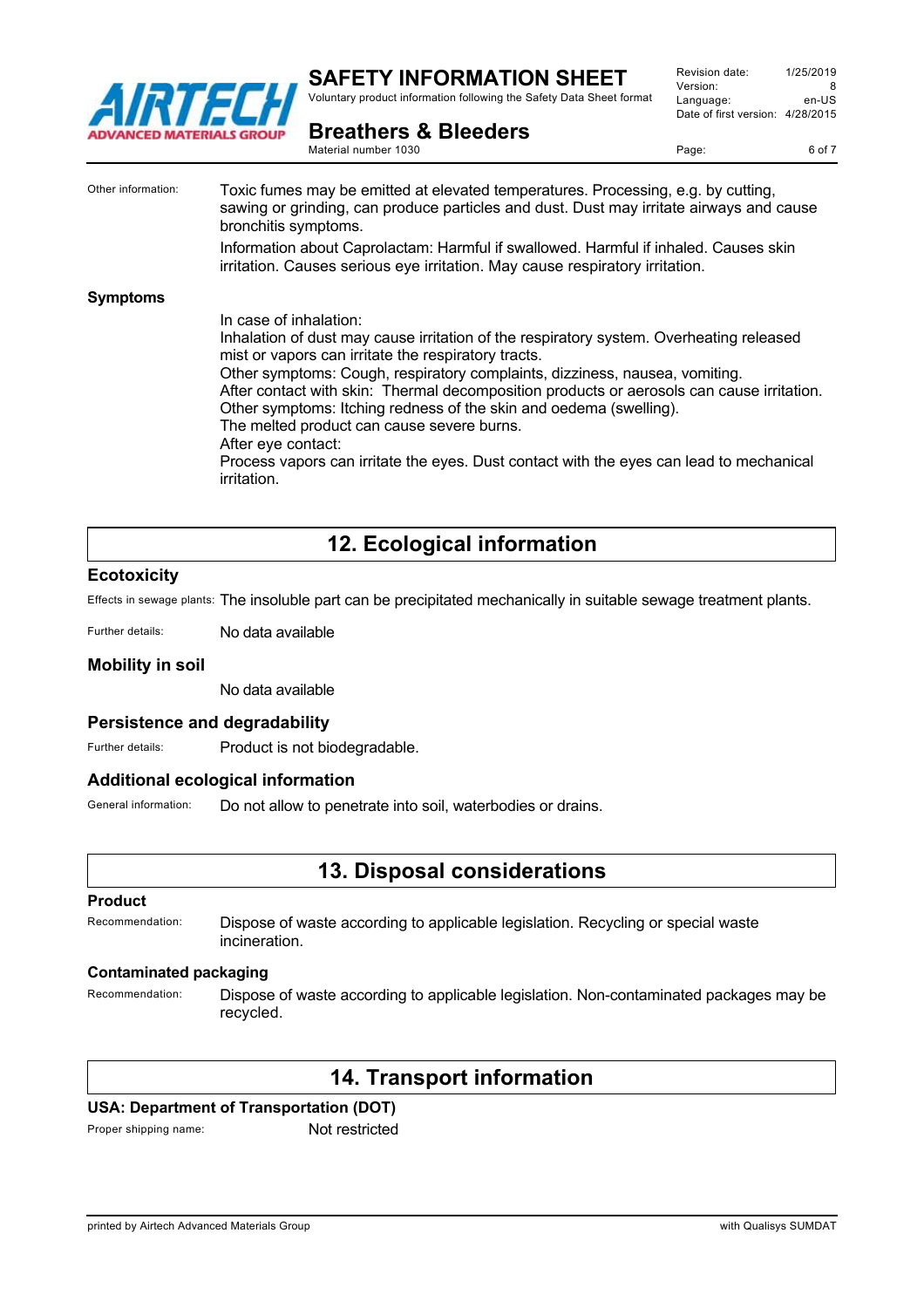Other information: Toxic fumes may be emitted at elevated temperatures. Processing, e.g. by cutting, sawing or grinding, can produce particles and dust. Dust may irritate airways and cause bronchitis symptoms.

Information about Caprolactam: Harmful if swallowed. Harmful if inhaled. Causes skin irritation. Causes serious eye irritation. May cause respiratory irritation.

### Symptoms

In case of inhalation:
Inhalation of dust may cause irritation of the respiratory system. Overheating released mist or vapors can irritate the respiratory tracts.
Other symptoms: Cough, respiratory complaints, dizziness, nausea, vomiting.
After contact with skin: Thermal decomposition products or aerosols can cause irritation.
Other symptoms: Itching redness of the skin and oedema (swelling).
The melted product can cause severe burns.
After eye contact:
Process vapors can irritate the eyes. Dust contact with the eyes can lead to mechanical irritation.

## 12. Ecological information

### Ecotoxicity

Effects in sewage plants: The insoluble part can be precipitated mechanically in suitable sewage treatment plants.

Further details: No data available

### Mobility in soil

No data available

### Persistence and degradability

Further details: Product is not biodegradable.

### Additional ecological information

General information: Do not allow to penetrate into soil, waterbodies or drains.

## 13. Disposal considerations

### Product

Recommendation: Dispose of waste according to applicable legislation. Recycling or special waste incineration.

### Contaminated packaging

Recommendation: Dispose of waste according to applicable legislation. Non-contaminated packages may be recycled.

## 14. Transport information

### USA: Department of Transportation (DOT)

Proper shipping name: Not restricted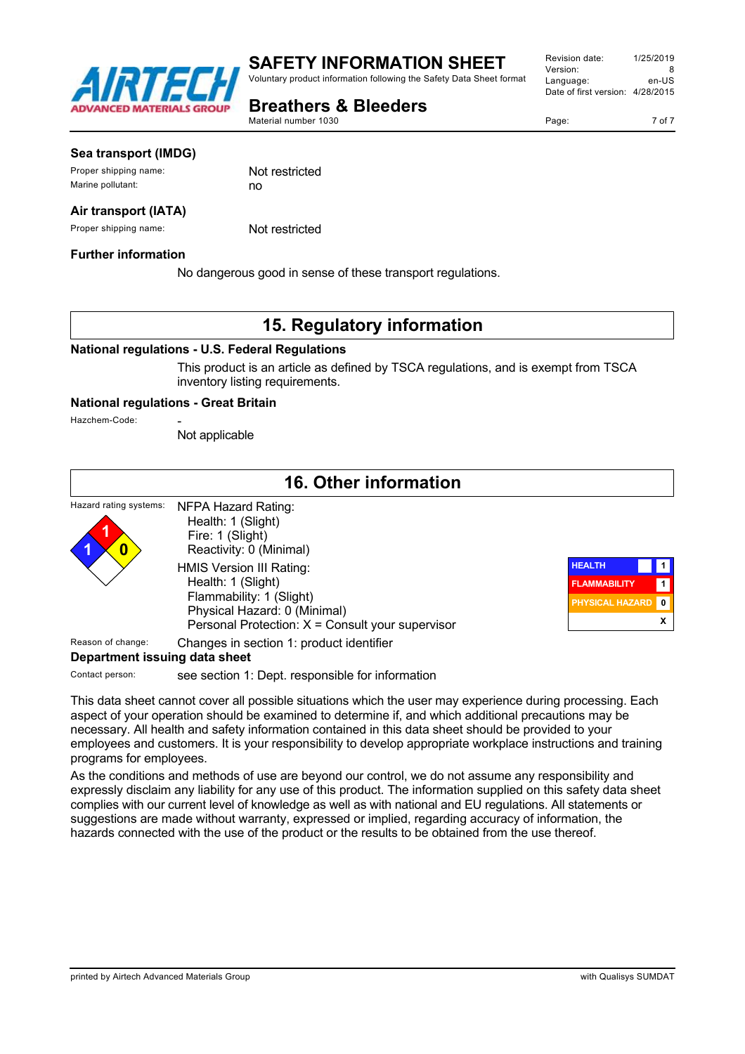### Sea transport (IMDG)

Proper shipping name: Not restricted

Marine pollutant: no

### Air transport (IATA)

Proper shipping name: Not restricted

### Further information

No dangerous good in sense of these transport regulations.

## 15. Regulatory information

### National regulations - U.S. Federal Regulations

This product is an article as defined by TSCA regulations, and is exempt from TSCA inventory listing requirements.

### National regulations - Great Britain

Hazchem-Code: -

Not applicable

## 16. Other information

Hazard rating systems:

NFPA Hazard Rating:
- Health: 1 (Slight)
- Fire: 1 (Slight)
- Reactivity: 0 (Minimal)

HMIS Version III Rating:
- Health: 1 (Slight)
- Flammability: 1 (Slight)
- Physical Hazard: 0 (Minimal)
- Personal Protection: X = Consult your supervisor

| | |
|---|---|
| HEALTH | 1 |
| FLAMMABILITY | 1 |
| PHYSICAL HAZARD | 0 |
| | X |

Reason of change: Changes in section 1: product identifier

**Department issuing data sheet**

Contact person: see section 1: Dept. responsible for information

This data sheet cannot cover all possible situations which the user may experience during processing. Each aspect of your operation should be examined to determine if, and which additional precautions may be necessary. All health and safety information contained in this data sheet should be provided to your employees and customers. It is your responsibility to develop appropriate workplace instructions and training programs for employees.

As the conditions and methods of use are beyond our control, we do not assume any responsibility and expressly disclaim any liability for any use of this product. The information supplied on this safety data sheet complies with our current level of knowledge as well as with national and EU regulations. All statements or suggestions are made without warranty, expressed or implied, regarding accuracy of information, the hazards connected with the use of the product or the results to be obtained from the use thereof.